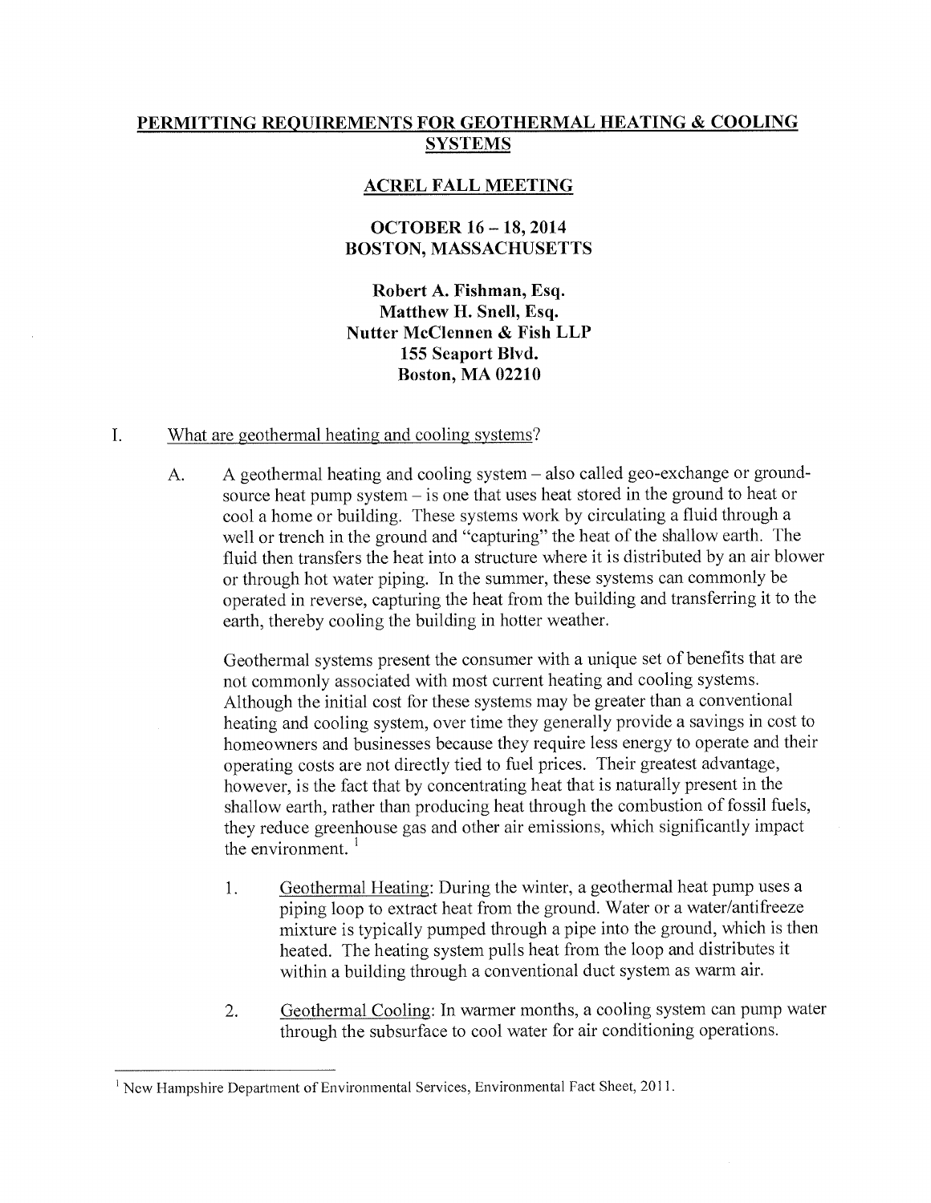# PERMITTING REQUIREMENTS FOR GEOTHERMAL HEATING & COOLING SYSTEMS

## ACREL FALL MEETING

## OCTOBER 16 – 18, 2014
## BOSTON, MASSACHUSETTS

**Robert A. Fishman, Esq.**
**Matthew H. Snell, Esq.**
**Nutter McClennen & Fish LLP**
**155 Seaport Blvd.**
**Boston, MA 02210**

I. What are geothermal heating and cooling systems?

A. A geothermal heating and cooling system – also called geo-exchange or ground-source heat pump system – is one that uses heat stored in the ground to heat or cool a home or building. These systems work by circulating a fluid through a well or trench in the ground and "capturing" the heat of the shallow earth. The fluid then transfers the heat into a structure where it is distributed by an air blower or through hot water piping. In the summer, these systems can commonly be operated in reverse, capturing the heat from the building and transferring it to the earth, thereby cooling the building in hotter weather.

Geothermal systems present the consumer with a unique set of benefits that are not commonly associated with most current heating and cooling systems. Although the initial cost for these systems may be greater than a conventional heating and cooling system, over time they generally provide a savings in cost to homeowners and businesses because they require less energy to operate and their operating costs are not directly tied to fuel prices. Their greatest advantage, however, is the fact that by concentrating heat that is naturally present in the shallow earth, rather than producing heat through the combustion of fossil fuels, they reduce greenhouse gas and other air emissions, which significantly impact the environment. [1]

1. Geothermal Heating: During the winter, a geothermal heat pump uses a piping loop to extract heat from the ground. Water or a water/antifreeze mixture is typically pumped through a pipe into the ground, which is then heated. The heating system pulls heat from the loop and distributes it within a building through a conventional duct system as warm air.

2. Geothermal Cooling: In warmer months, a cooling system can pump water through the subsurface to cool water for air conditioning operations.

---

[1] New Hampshire Department of Environmental Services, Environmental Fact Sheet, 2011.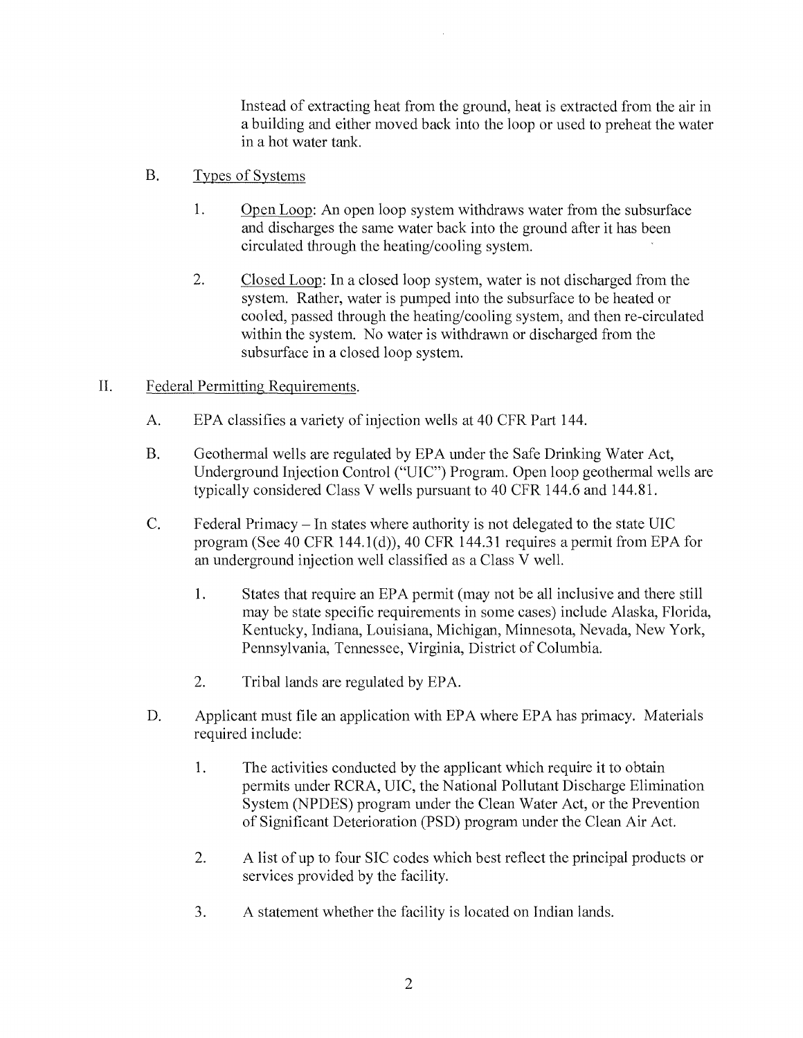Instead of extracting heat from the ground, heat is extracted from the air in a building and either moved back into the loop or used to preheat the water in a hot water tank.

B. Types of Systems

1. Open Loop: An open loop system withdraws water from the subsurface and discharges the same water back into the ground after it has been circulated through the heating/cooling system.

2. Closed Loop: In a closed loop system, water is not discharged from the system. Rather, water is pumped into the subsurface to be heated or cooled, passed through the heating/cooling system, and then re-circulated within the system. No water is withdrawn or discharged from the subsurface in a closed loop system.

II. Federal Permitting Requirements.

A. EPA classifies a variety of injection wells at 40 CFR Part 144.

B. Geothermal wells are regulated by EPA under the Safe Drinking Water Act, Underground Injection Control ("UIC") Program. Open loop geothermal wells are typically considered Class V wells pursuant to 40 CFR 144.6 and 144.81.

C. Federal Primacy – In states where authority is not delegated to the state UIC program (See 40 CFR 144.1(d)), 40 CFR 144.31 requires a permit from EPA for an underground injection well classified as a Class V well.

1. States that require an EPA permit (may not be all inclusive and there still may be state specific requirements in some cases) include Alaska, Florida, Kentucky, Indiana, Louisiana, Michigan, Minnesota, Nevada, New York, Pennsylvania, Tennessee, Virginia, District of Columbia.

2. Tribal lands are regulated by EPA.

D. Applicant must file an application with EPA where EPA has primacy. Materials required include:

1. The activities conducted by the applicant which require it to obtain permits under RCRA, UIC, the National Pollutant Discharge Elimination System (NPDES) program under the Clean Water Act, or the Prevention of Significant Deterioration (PSD) program under the Clean Air Act.

2. A list of up to four SIC codes which best reflect the principal products or services provided by the facility.

3. A statement whether the facility is located on Indian lands.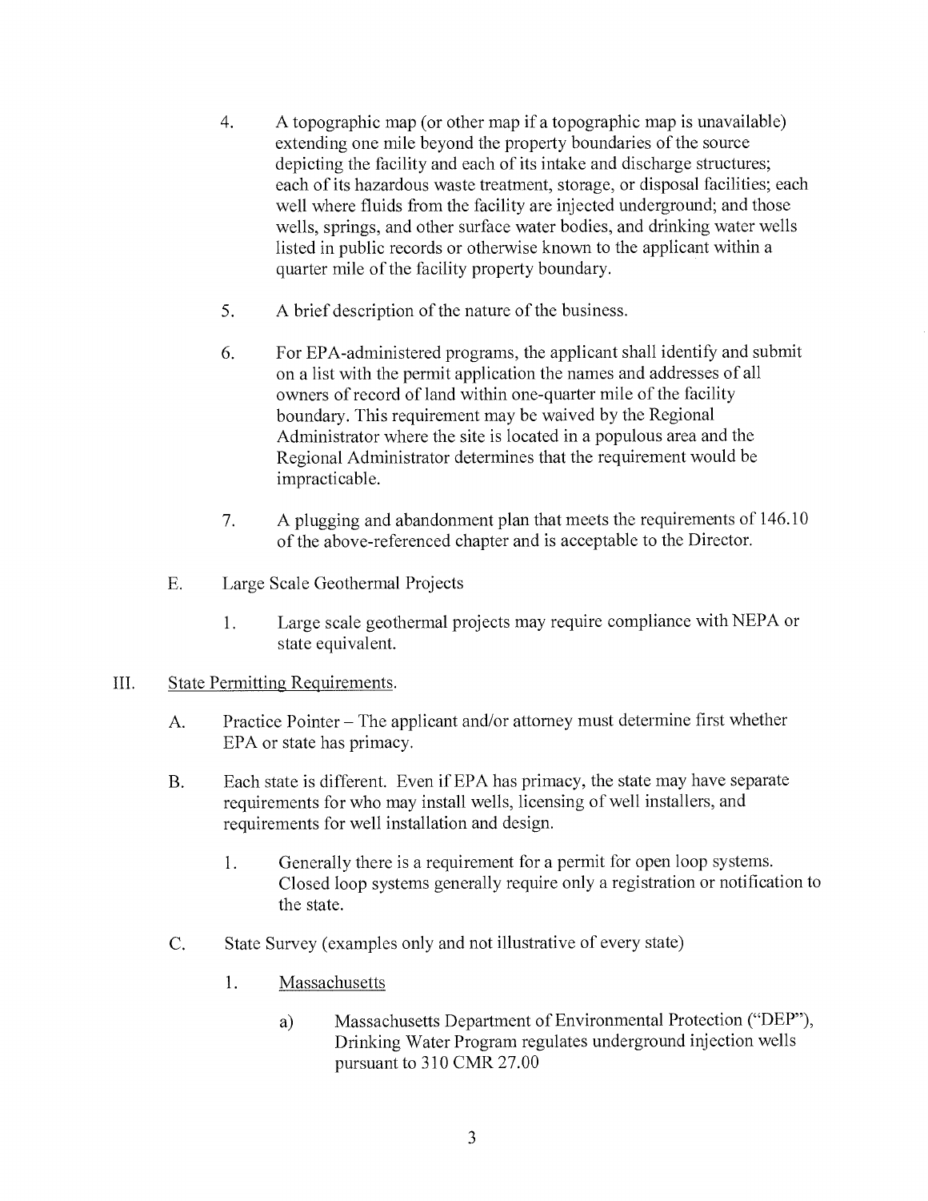4. A topographic map (or other map if a topographic map is unavailable) extending one mile beyond the property boundaries of the source depicting the facility and each of its intake and discharge structures; each of its hazardous waste treatment, storage, or disposal facilities; each well where fluids from the facility are injected underground; and those wells, springs, and other surface water bodies, and drinking water wells listed in public records or otherwise known to the applicant within a quarter mile of the facility property boundary.

5. A brief description of the nature of the business.

6. For EPA-administered programs, the applicant shall identify and submit on a list with the permit application the names and addresses of all owners of record of land within one-quarter mile of the facility boundary. This requirement may be waived by the Regional Administrator where the site is located in a populous area and the Regional Administrator determines that the requirement would be impracticable.

7. A plugging and abandonment plan that meets the requirements of 146.10 of the above-referenced chapter and is acceptable to the Director.

E. Large Scale Geothermal Projects

   1. Large scale geothermal projects may require compliance with NEPA or state equivalent.

III. <u>State Permitting Requirements</u>.

   A. Practice Pointer – The applicant and/or attorney must determine first whether EPA or state has primacy.

   B. Each state is different. Even if EPA has primacy, the state may have separate requirements for who may install wells, licensing of well installers, and requirements for well installation and design.

      1. Generally there is a requirement for a permit for open loop systems. Closed loop systems generally require only a registration or notification to the state.

   C. State Survey (examples only and not illustrative of every state)

      1. <u>Massachusetts</u>

         a) Massachusetts Department of Environmental Protection ("DEP"), Drinking Water Program regulates underground injection wells pursuant to 310 CMR 27.00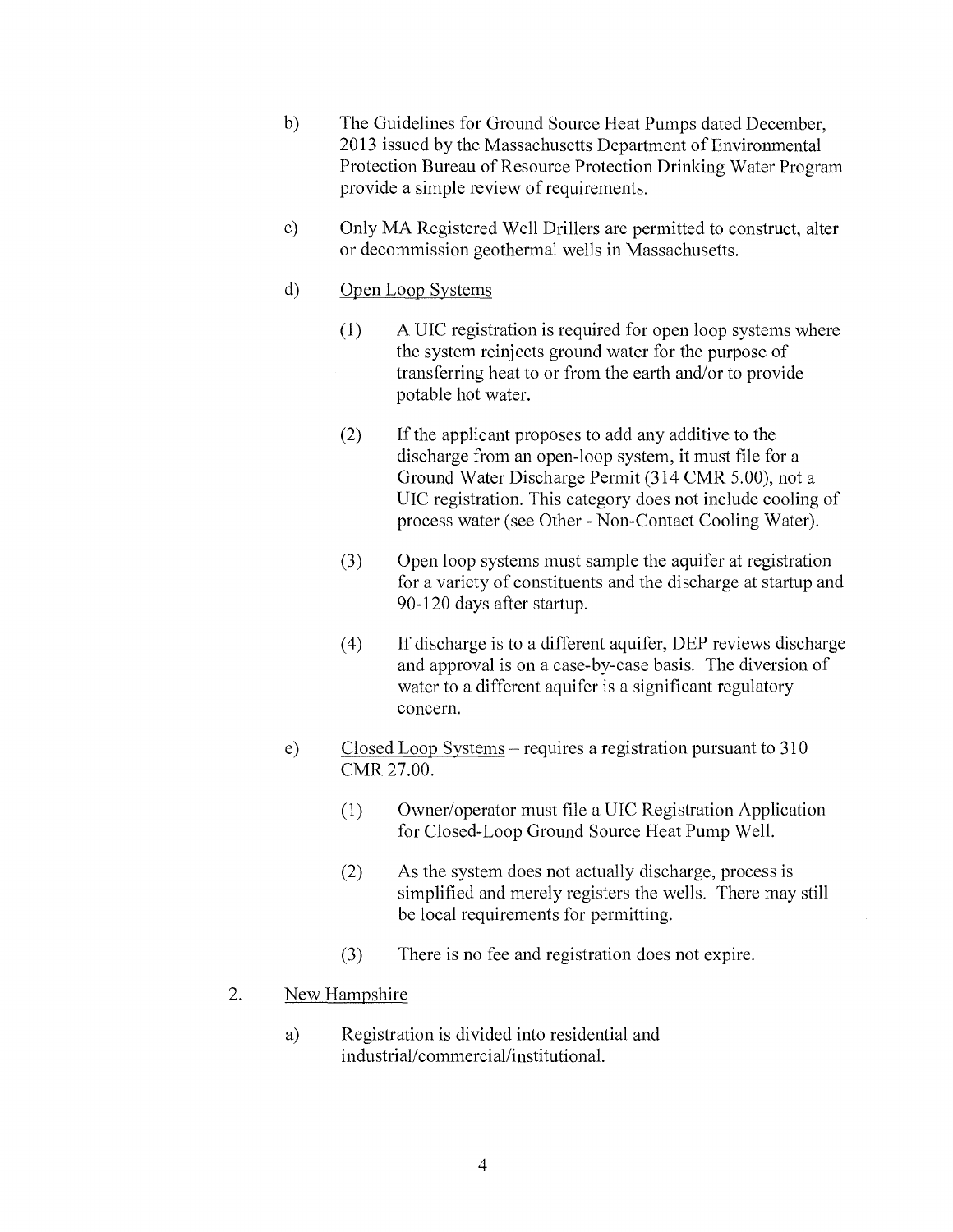b) The Guidelines for Ground Source Heat Pumps dated December, 2013 issued by the Massachusetts Department of Environmental Protection Bureau of Resource Protection Drinking Water Program provide a simple review of requirements.

c) Only MA Registered Well Drillers are permitted to construct, alter or decommission geothermal wells in Massachusetts.

d) <u>Open Loop Systems</u>

   (1) A UIC registration is required for open loop systems where the system reinjects ground water for the purpose of transferring heat to or from the earth and/or to provide potable hot water.

   (2) If the applicant proposes to add any additive to the discharge from an open-loop system, it must file for a Ground Water Discharge Permit (314 CMR 5.00), not a UIC registration. This category does not include cooling of process water (see Other - Non-Contact Cooling Water).

   (3) Open loop systems must sample the aquifer at registration for a variety of constituents and the discharge at startup and 90-120 days after startup.

   (4) If discharge is to a different aquifer, DEP reviews discharge and approval is on a case-by-case basis. The diversion of water to a different aquifer is a significant regulatory concern.

e) <u>Closed Loop Systems</u> – requires a registration pursuant to 310 CMR 27.00.

   (1) Owner/operator must file a UIC Registration Application for Closed-Loop Ground Source Heat Pump Well.

   (2) As the system does not actually discharge, process is simplified and merely registers the wells. There may still be local requirements for permitting.

   (3) There is no fee and registration does not expire.

2. <u>New Hampshire</u>

   a) Registration is divided into residential and industrial/commercial/institutional.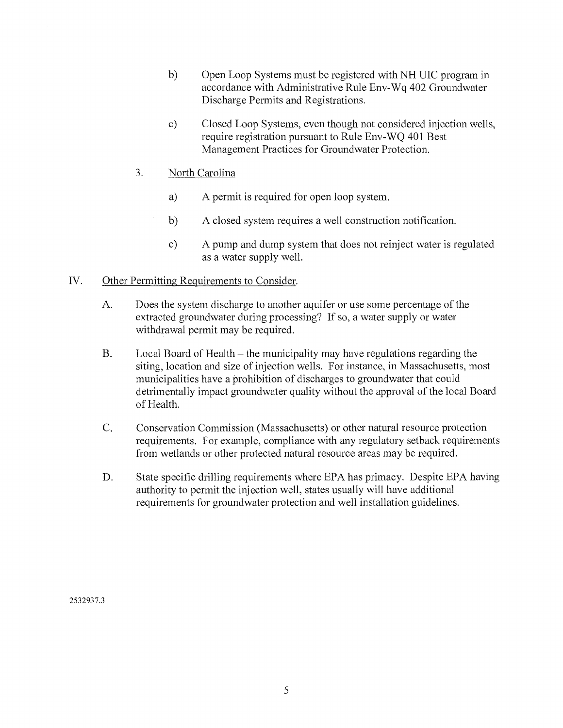b) Open Loop Systems must be registered with NH UIC program in accordance with Administrative Rule Env-Wq 402 Groundwater Discharge Permits and Registrations.

c) Closed Loop Systems, even though not considered injection wells, require registration pursuant to Rule Env-WQ 401 Best Management Practices for Groundwater Protection.

3. North Carolina

a) A permit is required for open loop system.

b) A closed system requires a well construction notification.

c) A pump and dump system that does not reinject water is regulated as a water supply well.

IV. Other Permitting Requirements to Consider.

A. Does the system discharge to another aquifer or use some percentage of the extracted groundwater during processing? If so, a water supply or water withdrawal permit may be required.

B. Local Board of Health – the municipality may have regulations regarding the siting, location and size of injection wells. For instance, in Massachusetts, most municipalities have a prohibition of discharges to groundwater that could detrimentally impact groundwater quality without the approval of the local Board of Health.

C. Conservation Commission (Massachusetts) or other natural resource protection requirements. For example, compliance with any regulatory setback requirements from wetlands or other protected natural resource areas may be required.

D. State specific drilling requirements where EPA has primacy. Despite EPA having authority to permit the injection well, states usually will have additional requirements for groundwater protection and well installation guidelines.

2532937.3